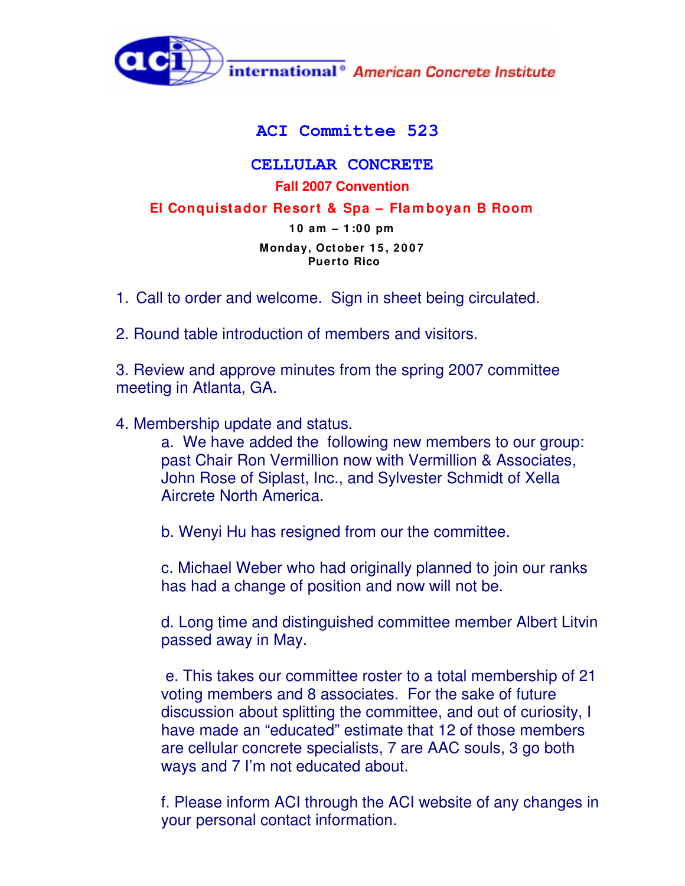aci international® American Concrete Institute

# ACI Committee 523

## CELLULAR CONCRETE

**Fall 2007 Convention**

**El Conquistador Resort & Spa – Flamboyan B Room**

**10 am – 1:00 pm**

**Monday, October 15, 2007**
**Puerto Rico**

1. Call to order and welcome. Sign in sheet being circulated.

2. Round table introduction of members and visitors.

3. Review and approve minutes from the spring 2007 committee meeting in Atlanta, GA.

4. Membership update and status.

   a. We have added the following new members to our group: past Chair Ron Vermillion now with Vermillion & Associates, John Rose of Siplast, Inc., and Sylvester Schmidt of Xella Aircrete North America.

   b. Wenyi Hu has resigned from our the committee.

   c. Michael Weber who had originally planned to join our ranks has had a change of position and now will not be.

   d. Long time and distinguished committee member Albert Litvin passed away in May.

   e. This takes our committee roster to a total membership of 21 voting members and 8 associates. For the sake of future discussion about splitting the committee, and out of curiosity, I have made an "educated" estimate that 12 of those members are cellular concrete specialists, 7 are AAC souls, 3 go both ways and 7 I'm not educated about.

   f. Please inform ACI through the ACI website of any changes in your personal contact information.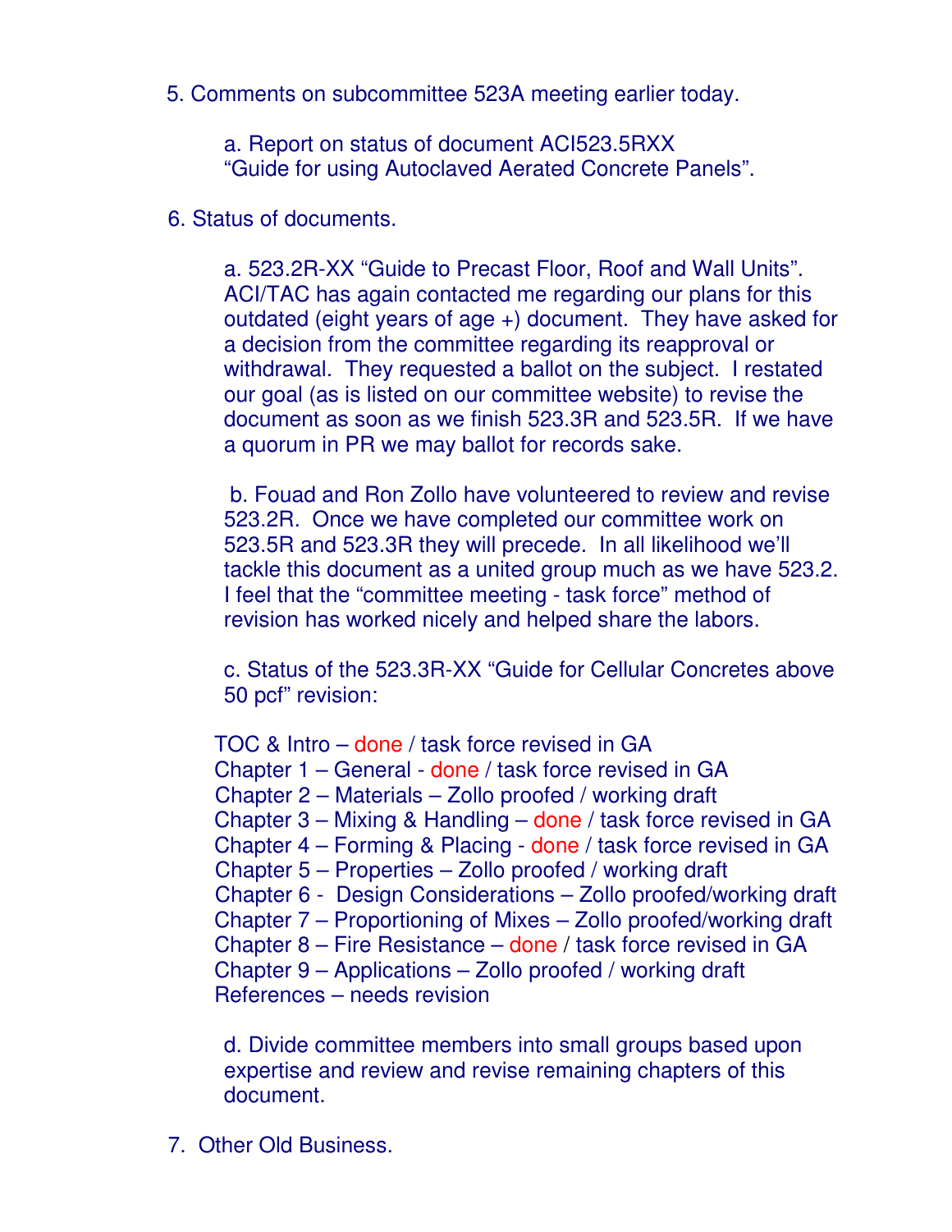5. Comments on subcommittee 523A meeting earlier today.

   a. Report on status of document ACI523.5RXX "Guide for using Autoclaved Aerated Concrete Panels".

6. Status of documents.

   a. 523.2R-XX "Guide to Precast Floor, Roof and Wall Units". ACI/TAC has again contacted me regarding our plans for this outdated (eight years of age +) document. They have asked for a decision from the committee regarding its reapproval or withdrawal. They requested a ballot on the subject. I restated our goal (as is listed on our committee website) to revise the document as soon as we finish 523.3R and 523.5R. If we have a quorum in PR we may ballot for records sake.

   b. Fouad and Ron Zollo have volunteered to review and revise 523.2R. Once we have completed our committee work on 523.5R and 523.3R they will precede. In all likelihood we'll tackle this document as a united group much as we have 523.2. I feel that the "committee meeting - task force" method of revision has worked nicely and helped share the labors.

   c. Status of the 523.3R-XX "Guide for Cellular Concretes above 50 pcf" revision:

   TOC & Intro – done / task force revised in GA
   Chapter 1 – General - done / task force revised in GA
   Chapter 2 – Materials – Zollo proofed / working draft
   Chapter 3 – Mixing & Handling – done / task force revised in GA
   Chapter 4 – Forming & Placing - done / task force revised in GA
   Chapter 5 – Properties – Zollo proofed / working draft
   Chapter 6 - Design Considerations – Zollo proofed/working draft
   Chapter 7 – Proportioning of Mixes – Zollo proofed/working draft
   Chapter 8 – Fire Resistance – done / task force revised in GA
   Chapter 9 – Applications – Zollo proofed / working draft
   References – needs revision

   d. Divide committee members into small groups based upon expertise and review and revise remaining chapters of this document.

7. Other Old Business.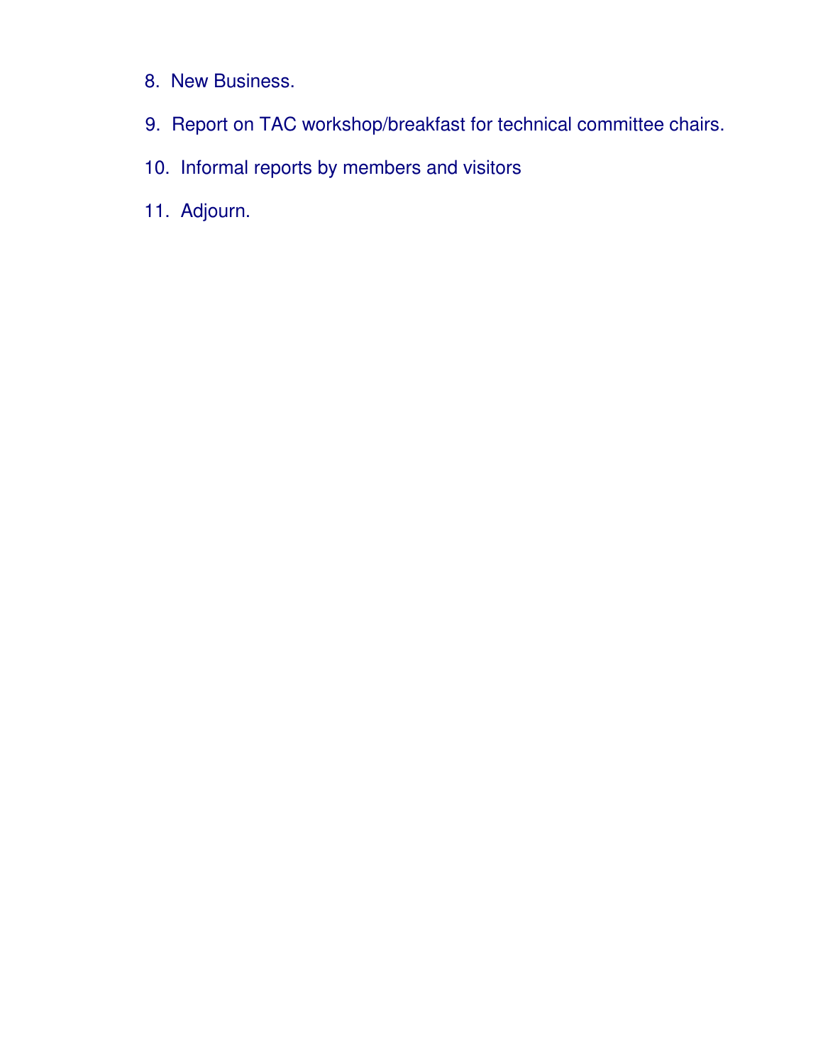8. New Business.

9. Report on TAC workshop/breakfast for technical committee chairs.

10. Informal reports by members and visitors

11. Adjourn.